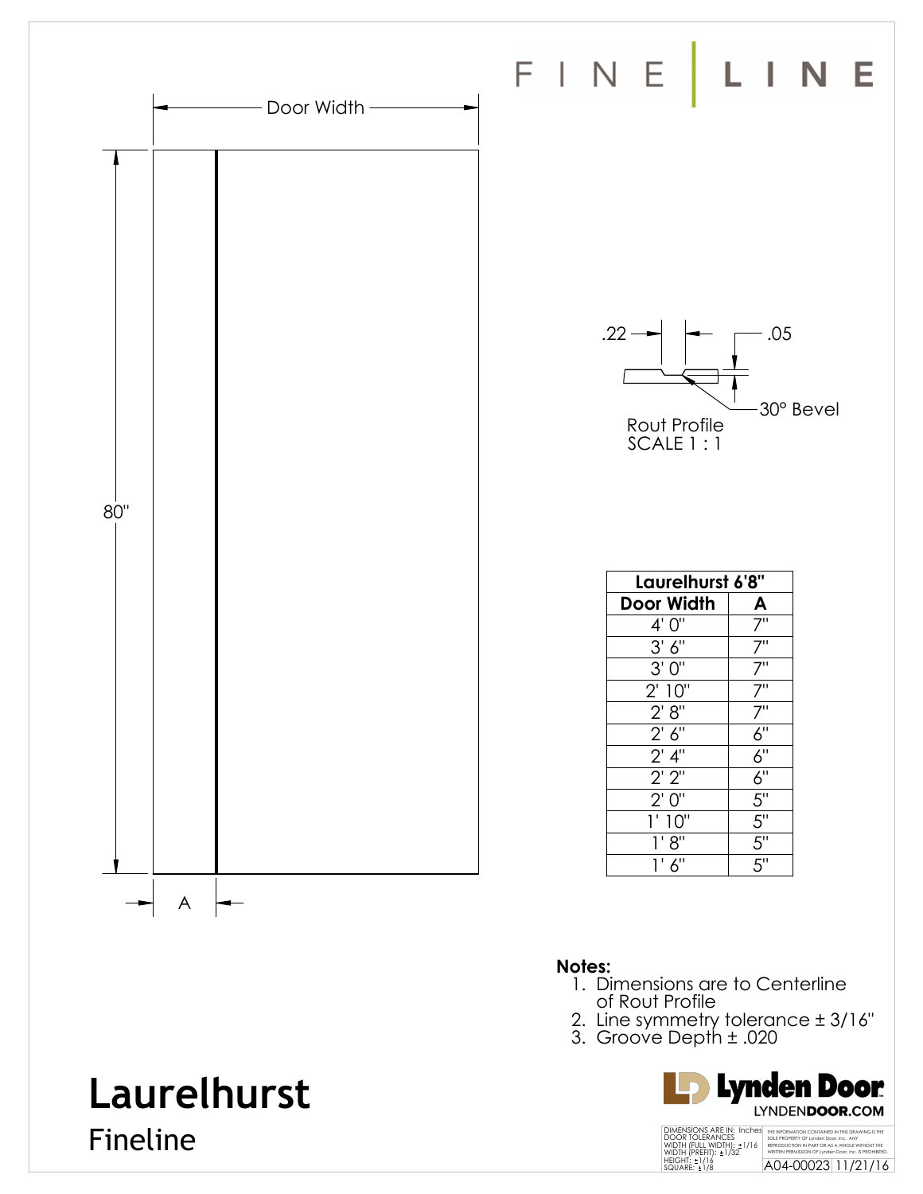FINE | LINE

Door Width

80"

A

.22

.05

30° Bevel

Rout Profile
SCALE 1 : 1

| Laurelhurst 6'8" | |
|---|---|
| **Door Width** | **A** |
| 4' 0" | 7" |
| 3' 6" | 7" |
| 3' 0" | 7" |
| 2' 10" | 7" |
| 2' 8" | 7" |
| 2' 6" | 6" |
| 2' 4" | 6" |
| 2' 2" | 6" |
| 2' 0" | 5" |
| 1' 10" | 5" |
| 1' 8" | 5" |
| 1' 6" | 5" |

**Notes:**

1. Dimensions are to Centerline of Rout Profile
2. Line symmetry tolerance ± 3/16"
3. Groove Depth ± .020

# Laurelhurst

Fineline

Lynden Door
LYNDENDOOR.COM

DIMENSIONS ARE IN: Inches
DOOR TOLERANCES
WIDTH (FULL WIDTH): ±1/16
WIDTH (PREFIT): ±1/32
HEIGHT: ±1/16
SQUARE: ±1/8

THE INFORMATION CONTAINED IN THIS DRAWING IS THE SOLE PROPERTY OF Lynden Door, Inc. ANY REPRODUCTION IN PART OR AS A WHOLE WITHOUT THE WRITTEN PERMISSION OF Lynden Door, Inc. IS PROHIBITED.

A04-00023 | 11/21/16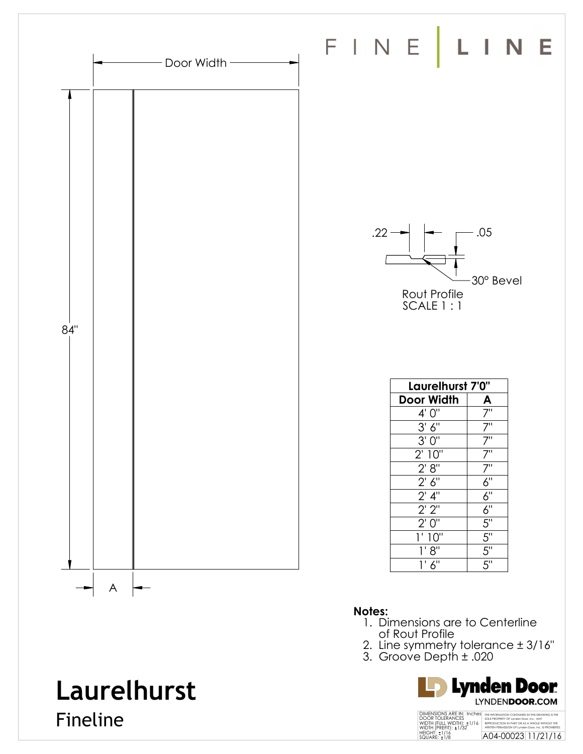FINE | LINE

Door Width

84"

A

.22

.05

30° Bevel

Rout Profile
SCALE 1 : 1

| Laurelhurst 7'0" | |
|---|---|
| Door Width | A |
| 4' 0" | 7" |
| 3' 6" | 7" |
| 3' 0" | 7" |
| 2' 10" | 7" |
| 2' 8" | 7" |
| 2' 6" | 6" |
| 2' 4" | 6" |
| 2' 2" | 6" |
| 2' 0" | 5" |
| 1' 10" | 5" |
| 1' 8" | 5" |
| 1' 6" | 5" |

**Notes:**

1. Dimensions are to Centerline of Rout Profile
2. Line symmetry tolerance ± 3/16"
3. Groove Depth ± .020

# Laurelhurst

Fineline

Lynden Door
LYNDEN**DOOR.COM**

DIMENSIONS ARE IN: Inches
DOOR TOLERANCES
WIDTH (FULL WIDTH): ±1/16
WIDTH (PREFIT): ±1/32
HEIGHT: ±1/16
SQUARE: ±1/8

THE INFORMATION CONTAINED IN THIS DRAWING IS THE SOLE PROPERTY OF Lynden Door, Inc. ANY REPRODUCTION IN PART OR AS A WHOLE WITHOUT THE WRITTEN PERMISSION OF Lynden Door, Inc. IS PROHIBITED.

A04-00023 11/21/16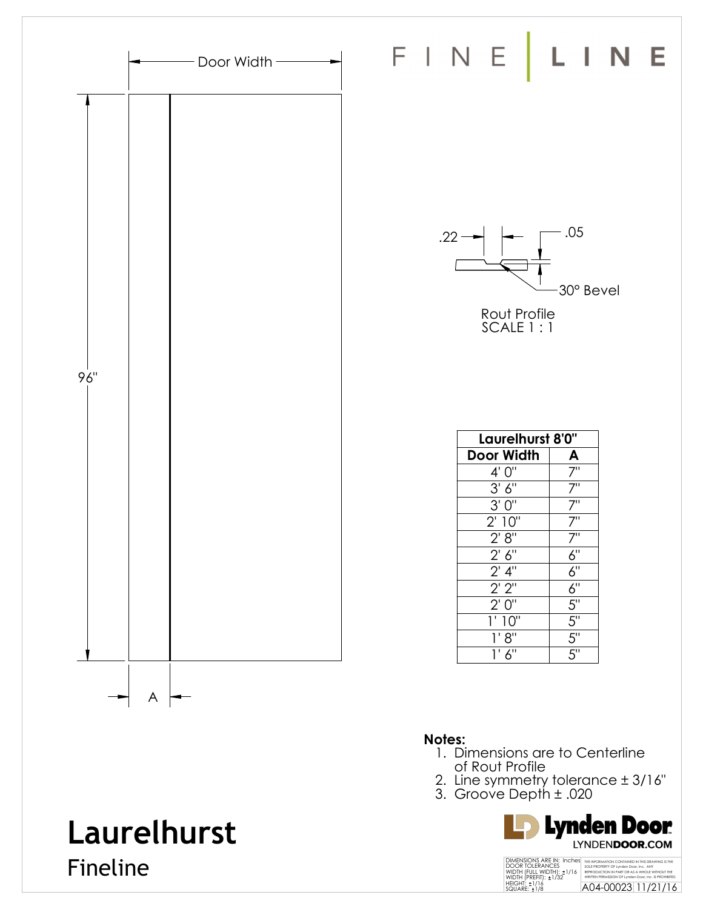# FINE | LINE

Door Width

96"

A

.22

.05

30° Bevel

Rout Profile
SCALE 1 : 1

| Laurelhurst 8'0" | |
|---|---|
| Door Width | A |
| 4' 0" | 7" |
| 3' 6" | 7" |
| 3' 0" | 7" |
| 2' 10" | 7" |
| 2' 8" | 7" |
| 2' 6" | 6" |
| 2' 4" | 6" |
| 2' 2" | 6" |
| 2' 0" | 5" |
| 1' 10" | 5" |
| 1' 8" | 5" |
| 1' 6" | 5" |

**Notes:**

1. Dimensions are to Centerline of Rout Profile
2. Line symmetry tolerance ± 3/16"
3. Groove Depth ± .020

# Laurelhurst

## Fineline

Lynden Door
LYNDENDOOR.COM

DIMENSIONS ARE IN: Inches
DOOR TOLERANCES
WIDTH (FULL WIDTH): ±1/16
WIDTH (PREFIT): ±1/32
HEIGHT: ±1/16
SQUARE: ±1/8

THE INFORMATION CONTAINED IN THIS DRAWING IS THE SOLE PROPERTY OF Lynden Door, Inc. ANY REPRODUCTION IN PART OR AS A WHOLE WITHOUT THE WRITTEN PERMISSION OF Lynden Door, Inc. IS PROHIBITED.

A04-00023 11/21/16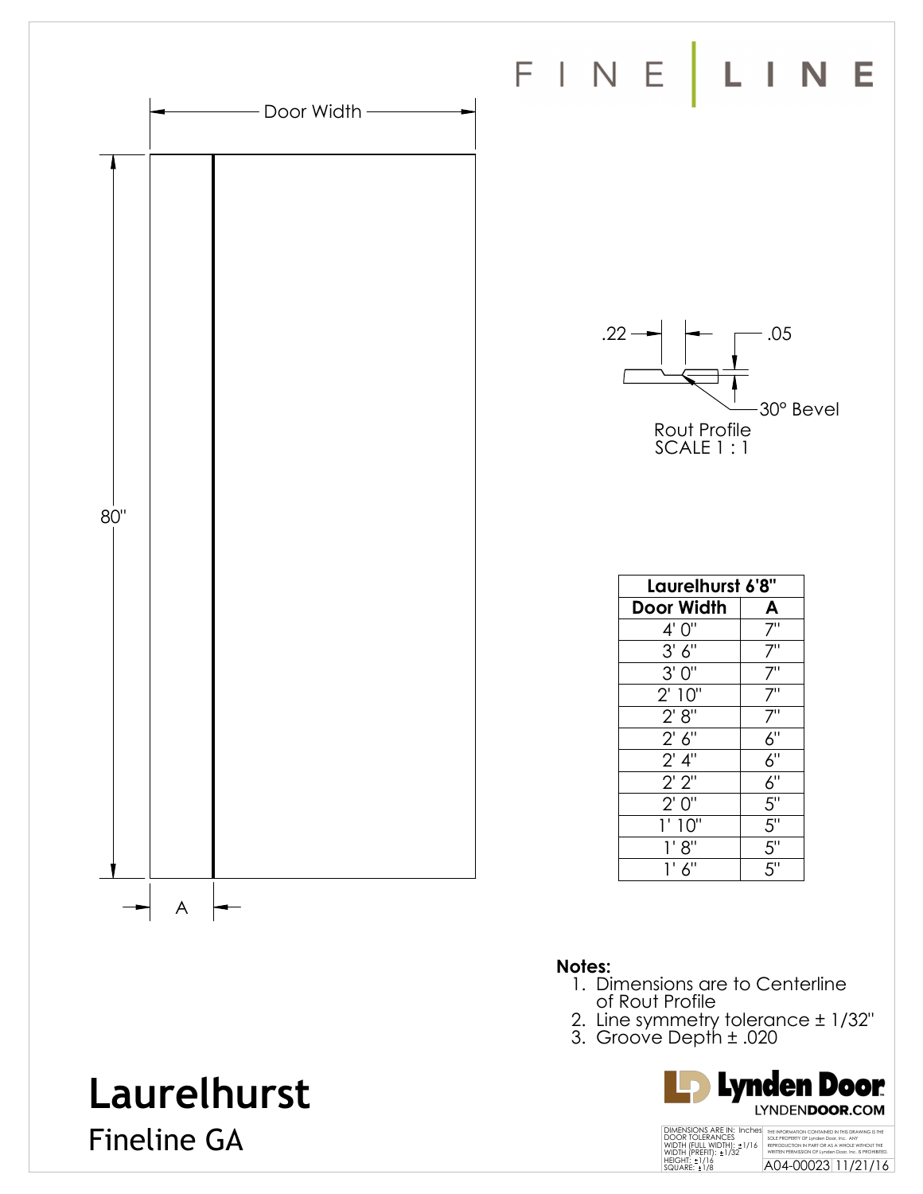FINE | LINE

Door Width

80"

A

.22

.05

30° Bevel

Rout Profile
SCALE 1 : 1

| Laurelhurst 6'8" | |
|---|---|
| **Door Width** | **A** |
| 4' 0" | 7" |
| 3' 6" | 7" |
| 3' 0" | 7" |
| 2' 10" | 7" |
| 2' 8" | 7" |
| 2' 6" | 6" |
| 2' 4" | 6" |
| 2' 2" | 6" |
| 2' 0" | 5" |
| 1' 10" | 5" |
| 1' 8" | 5" |
| 1' 6" | 5" |

**Notes:**

1. Dimensions are to Centerline of Rout Profile
2. Line symmetry tolerance ± 1/32"
3. Groove Depth ± .020

# Laurelhurst

## Fineline GA

Lynden Door
LYNDENDOOR.COM

DIMENSIONS ARE IN: Inches
DOOR TOLERANCES
WIDTH (FULL WIDTH): ±1/16
WIDTH (PREFIT): ±1/32
HEIGHT: ±1/16
SQUARE: ±1/8

THE INFORMATION CONTAINED IN THIS DRAWING IS THE SOLE PROPERTY OF Lynden Door, Inc. ANY REPRODUCTION IN PART OR AS A WHOLE WITHOUT THE WRITTEN PERMISSION OF Lynden Door, Inc. IS PROHIBITED.

A04-00023 | 11/21/16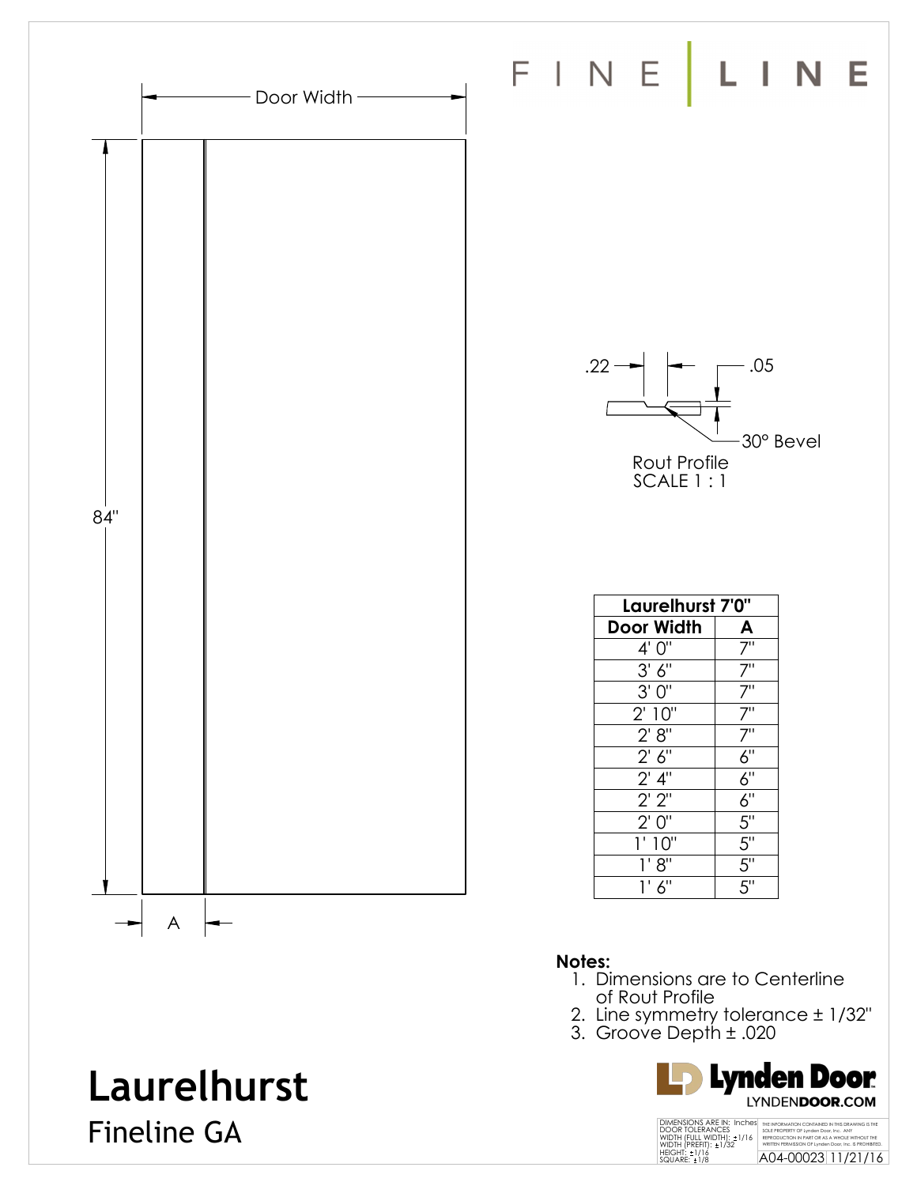FINE | LINE

Door Width

84"

A

.22

.05

30° Bevel

Rout Profile
SCALE 1 : 1

| Laurelhurst 7'0" | |
|---|---|
| Door Width | A |
| 4' 0" | 7" |
| 3' 6" | 7" |
| 3' 0" | 7" |
| 2' 10" | 7" |
| 2' 8" | 7" |
| 2' 6" | 6" |
| 2' 4" | 6" |
| 2' 2" | 6" |
| 2' 0" | 5" |
| 1' 10" | 5" |
| 1' 8" | 5" |
| 1' 6" | 5" |

**Notes:**

1. Dimensions are to Centerline of Rout Profile
2. Line symmetry tolerance ± 1/32"
3. Groove Depth ± .020

# Laurelhurst

## Fineline GA

Lynden Door
LYNDENDOOR.COM

DIMENSIONS ARE IN: Inches
DOOR TOLERANCES
WIDTH (FULL WIDTH): ±1/16
WIDTH (PREFIT): ±1/32
HEIGHT: ±1/16
SQUARE: ±1/8

THE INFORMATION CONTAINED IN THIS DRAWING IS THE SOLE PROPERTY OF Lynden Door, Inc. ANY REPRODUCTION IN PART OR AS A WHOLE WITHOUT THE WRITTEN PERMISSION OF Lynden Door, Inc. IS PROHIBITED.

A04-00023 11/21/16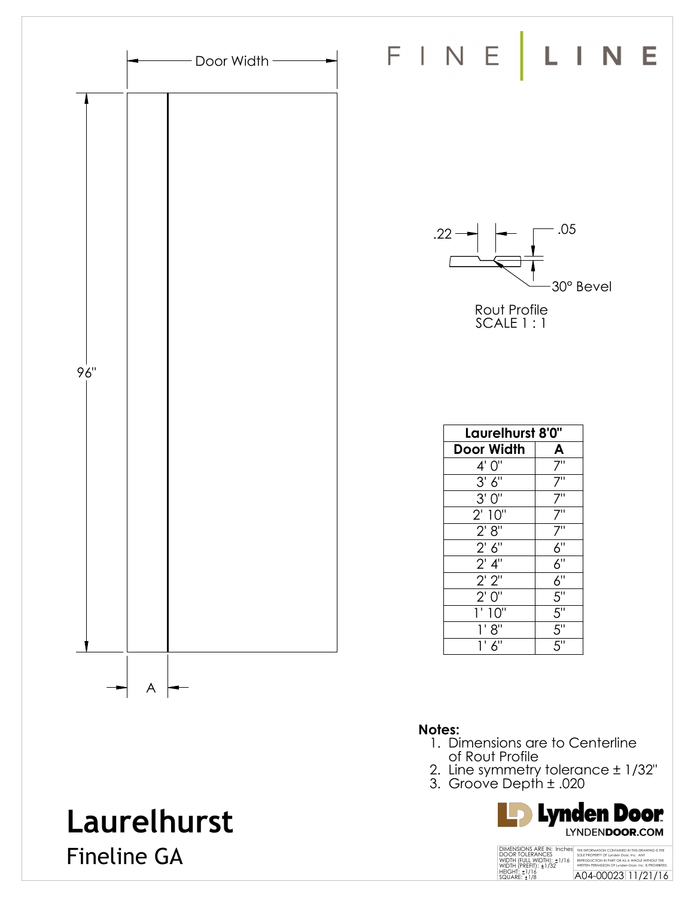FINE | LINE

Door Width

96"

A

.22

.05

30° Bevel

Rout Profile
SCALE 1 : 1

| Laurelhurst 8'0" | |
|---|---|
| **Door Width** | **A** |
| 4' 0" | 7" |
| 3' 6" | 7" |
| 3' 0" | 7" |
| 2' 10" | 7" |
| 2' 8" | 7" |
| 2' 6" | 6" |
| 2' 4" | 6" |
| 2' 2" | 6" |
| 2' 0" | 5" |
| 1' 10" | 5" |
| 1' 8" | 5" |
| 1' 6" | 5" |

**Notes:**

1. Dimensions are to Centerline of Rout Profile
2. Line symmetry tolerance ± 1/32"
3. Groove Depth ± .020

Lynden Door
LYNDEN**DOOR**.COM

# Laurelhurst

## Fineline GA

DIMENSIONS ARE IN: Inches
DOOR TOLERANCES
WIDTH (FULL WIDTH): ±1/16
WIDTH (PREFIT): ±1/32
HEIGHT: ±1/16
SQUARE: ±1/8

THE INFORMATION CONTAINED IN THIS DRAWING IS THE SOLE PROPERTY OF Lynden Door, Inc. ANY REPRODUCTION IN PART OR AS A WHOLE WITHOUT THE WRITTEN PERMISSION OF Lynden Door, Inc. IS PROHIBITED.

A04-00023 11/21/16